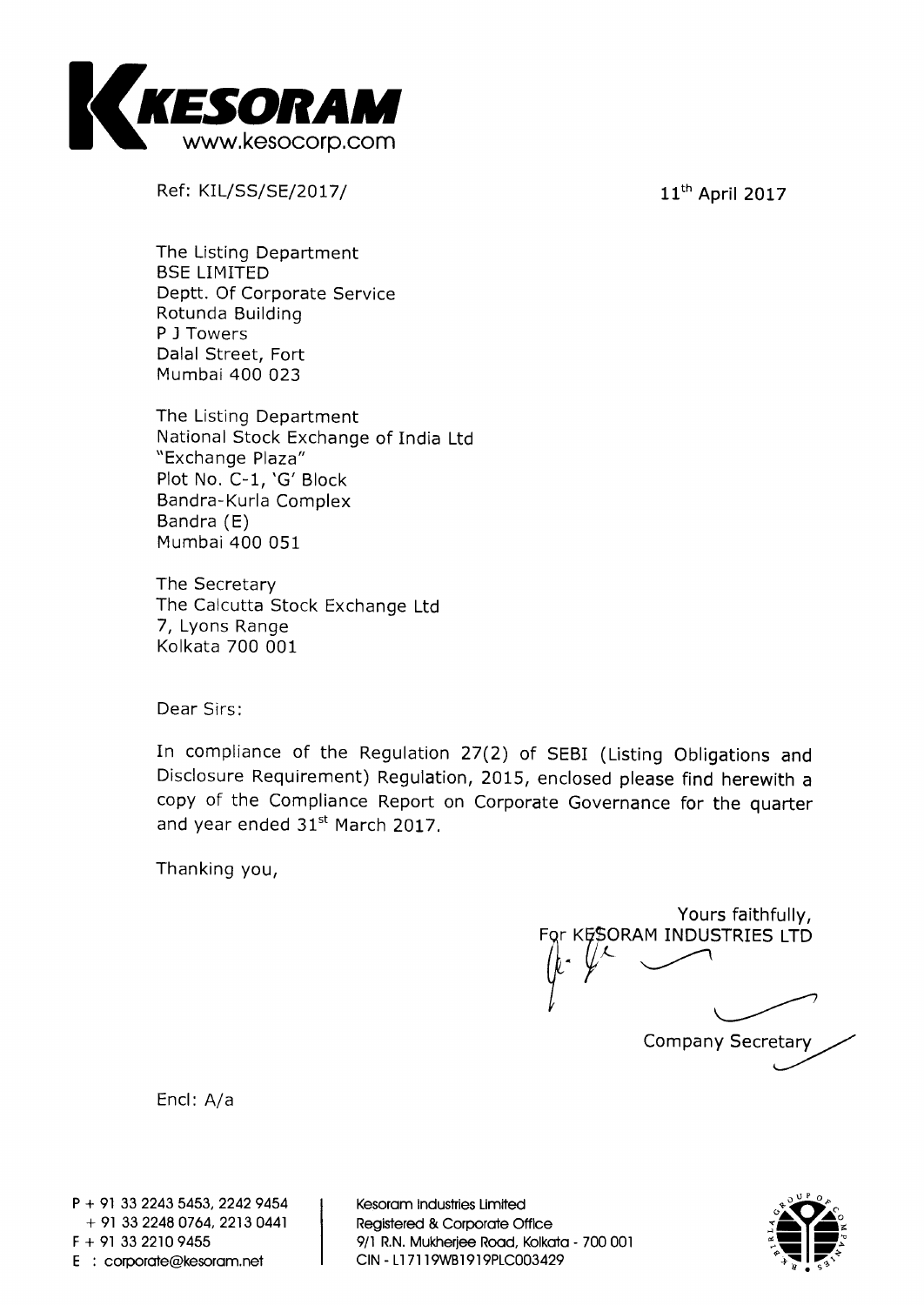**KESORAM**
www.kesocorp.com

Ref: KIL/SS/SE/2017/

11th April 2017

The Listing Department
BSE LIMITED
Deptt. Of Corporate Service
Rotunda Building
P J Towers
Dalal Street, Fort
Mumbai 400 023

The Listing Department
National Stock Exchange of India Ltd
"Exchange Plaza"
Plot No. C-1, 'G' Block
Bandra-Kurla Complex
Bandra (E)
Mumbai 400 051

The Secretary
The Calcutta Stock Exchange Ltd
7, Lyons Range
Kolkata 700 001

Dear Sirs:

In compliance of the Regulation 27(2) of SEBI (Listing Obligations and Disclosure Requirement) Regulation, 2015, enclosed please find herewith a copy of the Compliance Report on Corporate Governance for the quarter and year ended 31st March 2017.

Thanking you,

Yours faithfully,
For KESORAM INDUSTRIES LTD

Company Secretary

Encl: A/a

P + 91 33 2243 5453, 2242 9454
+ 91 33 2248 0764, 2213 0441
F + 91 33 2210 9455
E : corporate@kesoram.net

Kesoram Industries Limited
Registered & Corporate Office
9/1 R.N. Mukherjee Road, Kolkata - 700 001
CIN - L17119WB1919PLC003429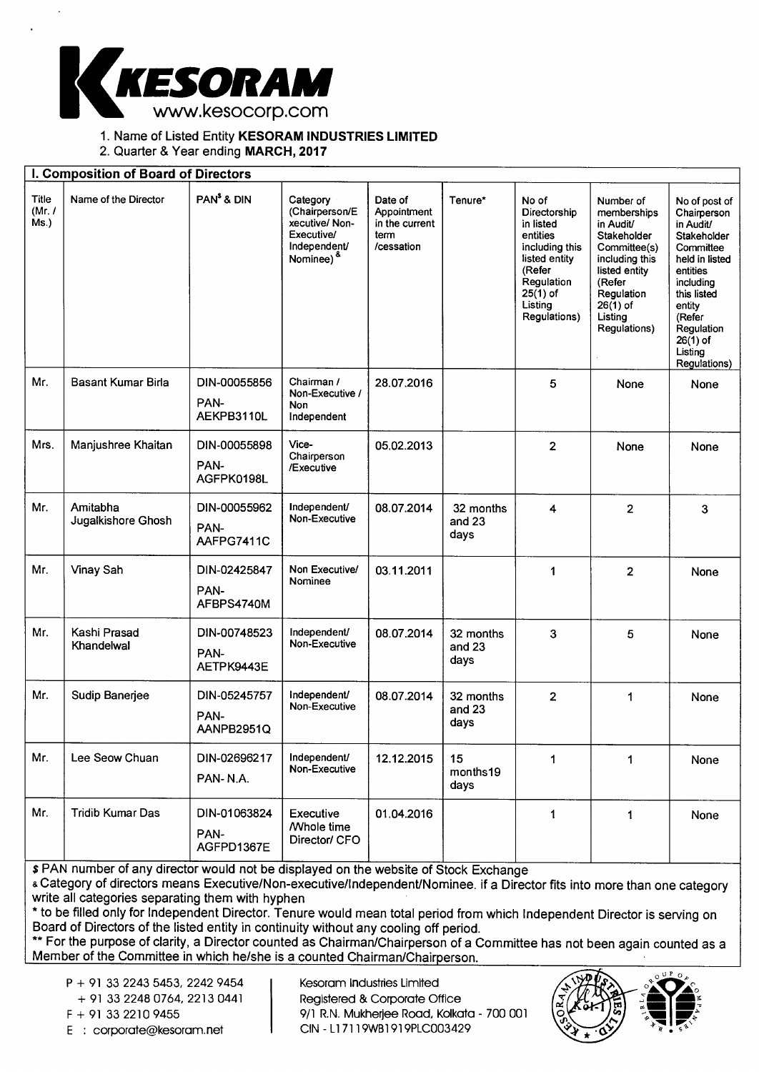**KESORAM**
www.kesocorp.com

1. Name of Listed Entity **KESORAM INDUSTRIES LIMITED**
2. Quarter & Year ending **MARCH, 2017**

| I. Composition of Board of Directors | | | | | | | | |
|---|---|---|---|---|---|---|---|---|
| Title (Mr. / Ms.) | Name of the Director | PAN$ & DIN | Category (Chairperson/Executive/ Non-Executive/ Independent/ Nominee) & | Date of Appointment in the current term /cessation | Tenure* | No of Directorship in listed entities including this listed entity (Refer Regulation 25(1) of Listing Regulations) | Number of memberships in Audit/ Stakeholder Committee(s) including this listed entity (Refer Regulation 26(1) of Listing Regulations) | No of post of Chairperson in Audit/ Stakeholder Committee held in listed entities including this listed entity (Refer Regulation 26(1) of Listing Regulations) |
| Mr. | Basant Kumar Birla | DIN-00055856 PAN-AEKPB3110L | Chairman / Non-Executive / Non Independent | 28.07.2016 | | 5 | None | None |
| Mrs. | Manjushree Khaitan | DIN-00055898 PAN-AGFPK0198L | Vice-Chairperson /Executive | 05.02.2013 | | 2 | None | None |
| Mr. | Amitabha Jugalkishore Ghosh | DIN-00055962 PAN-AAFPG7411C | Independent/ Non-Executive | 08.07.2014 | 32 months and 23 days | 4 | 2 | 3 |
| Mr. | Vinay Sah | DIN-02425847 PAN-AFBPS4740M | Non Executive/ Nominee | 03.11.2011 | | 1 | 2 | None |
| Mr. | Kashi Prasad Khandelwal | DIN-00748523 PAN-AETPK9443E | Independent/ Non-Executive | 08.07.2014 | 32 months and 23 days | 3 | 5 | None |
| Mr. | Sudip Banerjee | DIN-05245757 PAN-AANPB2951Q | Independent/ Non-Executive | 08.07.2014 | 32 months and 23 days | 2 | 1 | None |
| Mr. | Lee Seow Chuan | DIN-02696217 PAN- N.A. | Independent/ Non-Executive | 12.12.2015 | 15 months19 days | 1 | 1 | None |
| Mr. | Tridib Kumar Das | DIN-01063824 PAN-AGFPD1367E | Executive /Whole time Director/ CFO | 01.04.2016 | | 1 | 1 | None |

$ PAN number of any director would not be displayed on the website of Stock Exchange

& Category of directors means Executive/Non-executive/Independent/Nominee. if a Director fits into more than one category write all categories separating them with hyphen

* to be filled only for Independent Director. Tenure would mean total period from which Independent Director is serving on Board of Directors of the listed entity in continuity without any cooling off period.

** For the purpose of clarity, a Director counted as Chairman/Chairperson of a Committee has not been again counted as a Member of the Committee in which he/she is a counted Chairman/Chairperson.

P + 91 33 2243 5453, 2242 9454
+ 91 33 2248 0764, 2213 0441
F + 91 33 2210 9455
E : corporate@kesoram.net

Kesoram Industries Limited
Registered & Corporate Office
9/1 R.N. Mukherjee Road, Kolkata - 700 001
CIN - L17119WB1919PLC003429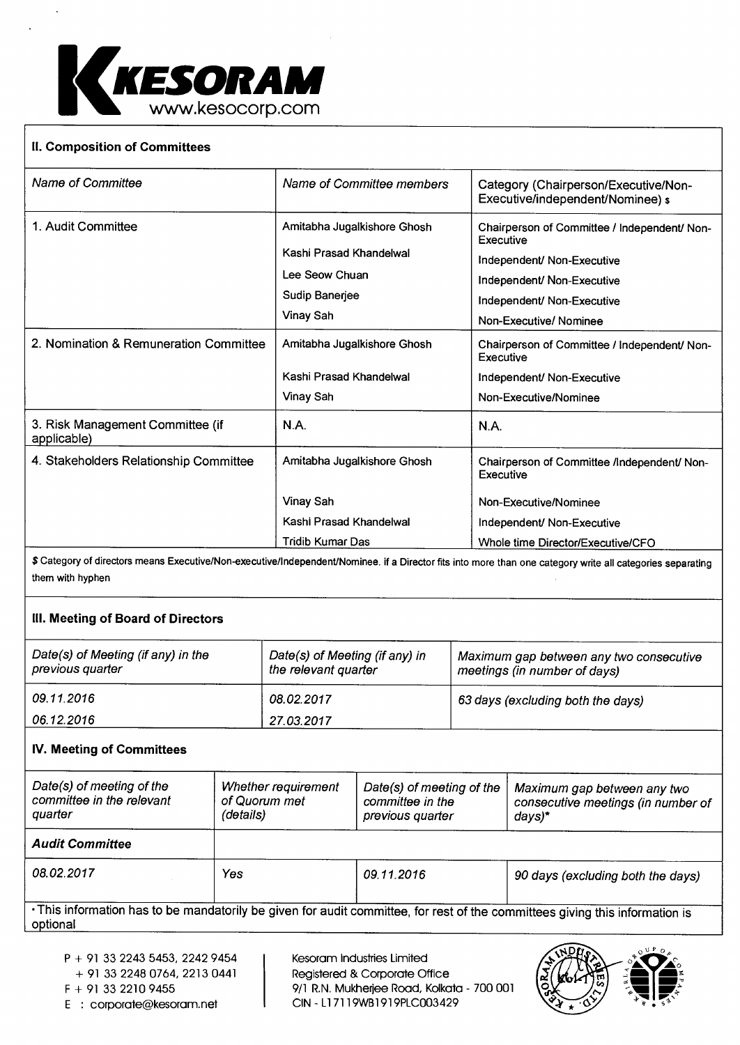## II. Composition of Committees

| Name of Committee | Name of Committee members | Category (Chairperson/Executive/Non-Executive/independent/Nominee) $ |
|---|---|---|
| 1. Audit Committee | Amitabha Jugalkishore Ghosh | Chairperson of Committee / Independent/ Non-Executive |
| | Kashi Prasad Khandelwal | Independent/ Non-Executive |
| | Lee Seow Chuan | Independent/ Non-Executive |
| | Sudip Banerjee | Independent/ Non-Executive |
| | Vinay Sah | Non-Executive/ Nominee |
| 2. Nomination & Remuneration Committee | Amitabha Jugalkishore Ghosh | Chairperson of Committee / Independent/ Non-Executive |
| | Kashi Prasad Khandelwal | Independent/ Non-Executive |
| | Vinay Sah | Non-Executive/Nominee |
| 3. Risk Management Committee (if applicable) | N.A. | N.A. |
| 4. Stakeholders Relationship Committee | Amitabha Jugalkishore Ghosh | Chairperson of Committee /Independent/ Non-Executive |
| | Vinay Sah | Non-Executive/Nominee |
| | Kashi Prasad Khandelwal | Independent/ Non-Executive |
| | Tridib Kumar Das | Whole time Director/Executive/CFO |

$ Category of directors means Executive/Non-executive/Independent/Nominee. if a Director fits into more than one category write all categories separating them with hyphen

## III. Meeting of Board of Directors

| *Date(s) of Meeting (if any) in the previous quarter* | *Date(s) of Meeting (if any) in the relevant quarter* | *Maximum gap between any two consecutive meetings (in number of days)* |
|---|---|---|
| *09.11.2016* | *08.02.2017* | *63 days (excluding both the days)* |
| *06.12.2016* | *27.03.2017* | |

## IV. Meeting of Committees

| *Date(s) of meeting of the committee in the relevant quarter* | *Whether requirement of Quorum met (details)* | *Date(s) of meeting of the committee in the previous quarter* | *Maximum gap between any two consecutive meetings (in number of days)** |
|---|---|---|---|
| ***Audit Committee*** | | | |
| *08.02.2017* | *Yes* | *09.11.2016* | *90 days (excluding both the days)* |

*This information has to be mandatorily be given for audit committee, for rest of the committees giving this information is optional

P + 91 33 2243 5453, 2242 9454
+ 91 33 2248 0764, 2213 0441
F + 91 33 2210 9455
E : corporate@kesoram.net

Kesoram Industries Limited
Registered & Corporate Office
9/1 R.N. Mukherjee Road, Kolkata - 700 001
CIN - L17119WB1919PLC003429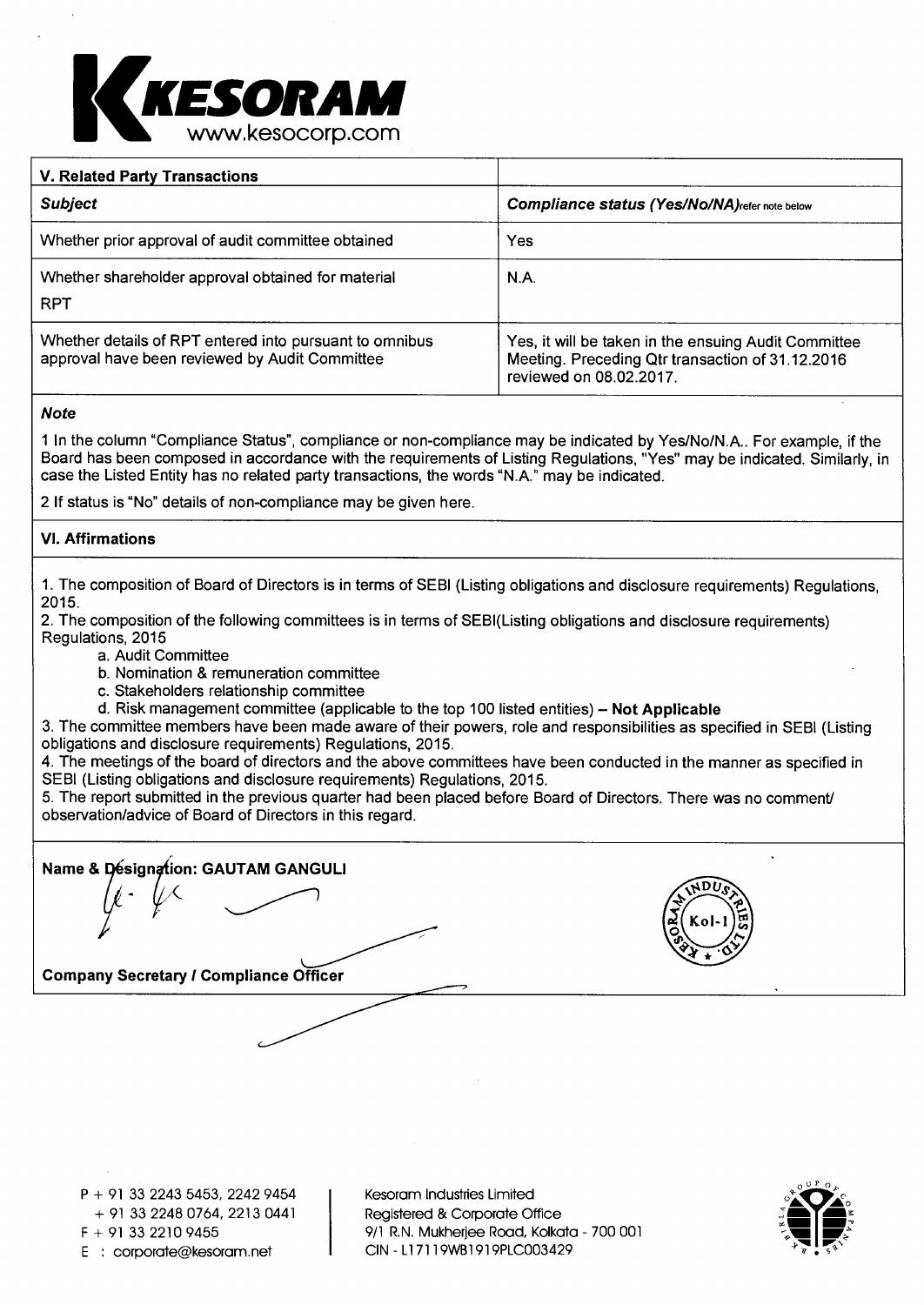KESORAM
www.kesocorp.com

| V. Related Party Transactions | |
|---|---|
| ***Subject*** | ***Compliance status (Yes/No/NA)*** refer note below |
| Whether prior approval of audit committee obtained | Yes |
| Whether shareholder approval obtained for material RPT | N.A. |
| Whether details of RPT entered into pursuant to omnibus approval have been reviewed by Audit Committee | Yes, it will be taken in the ensuing Audit Committee Meeting. Preceding Qtr transaction of 31.12.2016 reviewed on 08.02.2017. |

***Note***

1 In the column "Compliance Status", compliance or non-compliance may be indicated by Yes/No/N.A.. For example, if the Board has been composed in accordance with the requirements of Listing Regulations, "Yes" may be indicated. Similarly, in case the Listed Entity has no related party transactions, the words "N.A." may be indicated.

2 If status is "No" details of non-compliance may be given here.

**VI. Affirmations**

1. The composition of Board of Directors is in terms of SEBI (Listing obligations and disclosure requirements) Regulations, 2015.
2. The composition of the following committees is in terms of SEBI(Listing obligations and disclosure requirements) Regulations, 2015
   a. Audit Committee
   b. Nomination & remuneration committee
   c. Stakeholders relationship committee
   d. Risk management committee (applicable to the top 100 listed entities) – **Not Applicable**
3. The committee members have been made aware of their powers, role and responsibilities as specified in SEBI (Listing obligations and disclosure requirements) Regulations, 2015.
4. The meetings of the board of directors and the above committees have been conducted in the manner as specified in SEBI (Listing obligations and disclosure requirements) Regulations, 2015.
5. The report submitted in the previous quarter had been placed before Board of Directors. There was no comment/ observation/advice of Board of Directors in this regard.

**Name & Designation: GAUTAM GANGULI**

**Company Secretary / Compliance Officer**

KESORAM INDUSTRIES LTD. Kol-1

P + 91 33 2243 5453, 2242 9454
+ 91 33 2248 0764, 2213 0441
F + 91 33 2210 9455
E : corporate@kesoram.net

Kesoram Industries Limited
Registered & Corporate Office
9/1 R.N. Mukherjee Road, Kolkata - 700 001
CIN - L17119WB1919PLC003429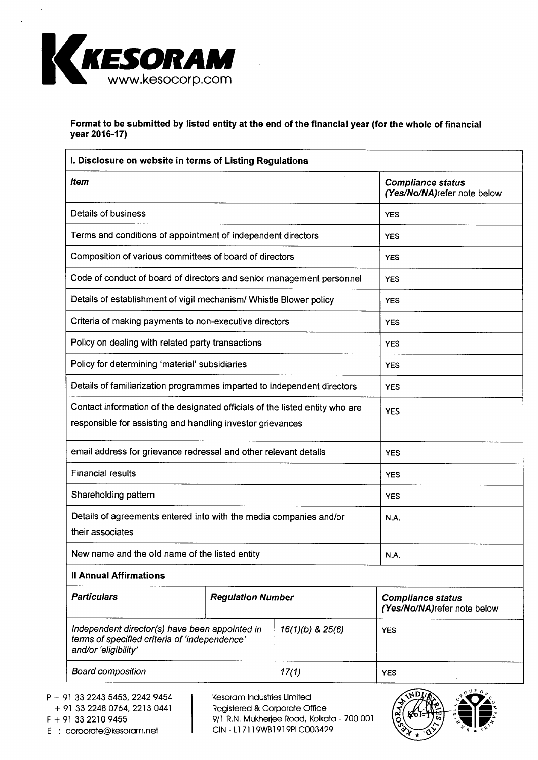**KESORAM**
www.kesocorp.com

**Format to be submitted by listed entity at the end of the financial year (for the whole of financial year 2016-17)**

| I. Disclosure on website in terms of Listing Regulations | |
|---|---|
| ***Item*** | ***Compliance status (Yes/No/NA)*refer note below** |
| Details of business | YES |
| Terms and conditions of appointment of independent directors | YES |
| Composition of various committees of board of directors | YES |
| Code of conduct of board of directors and senior management personnel | YES |
| Details of establishment of vigil mechanism/ Whistle Blower policy | YES |
| Criteria of making payments to non-executive directors | YES |
| Policy on dealing with related party transactions | YES |
| Policy for determining 'material' subsidiaries | YES |
| Details of familiarization programmes imparted to independent directors | YES |
| Contact information of the designated officials of the listed entity who are responsible for assisting and handling investor grievances | YES |
| email address for grievance redressal and other relevant details | YES |
| Financial results | YES |
| Shareholding pattern | YES |
| Details of agreements entered into with the media companies and/or their associates | N.A. |
| New name and the old name of the listed entity | N.A. |

**II Annual Affirmations**

| ***Particulars*** | ***Regulation Number*** | ***Compliance status (Yes/No/NA)*refer note below** |
|---|---|---|
| *Independent director(s) have been appointed in terms of specified criteria of 'independence' and/or 'eligibility'* | *16(1)(b) & 25(6)* | YES |
| *Board composition* | *17(1)* | YES |

P + 91 33 2243 5453, 2242 9454
+ 91 33 2248 0764, 2213 0441
F + 91 33 2210 9455
E : corporate@kesoram.net

Kesoram Industries Limited
Registered & Corporate Office
9/1 R.N. Mukherjee Road, Kolkata - 700 001
CIN - L17119WB1919PLC003429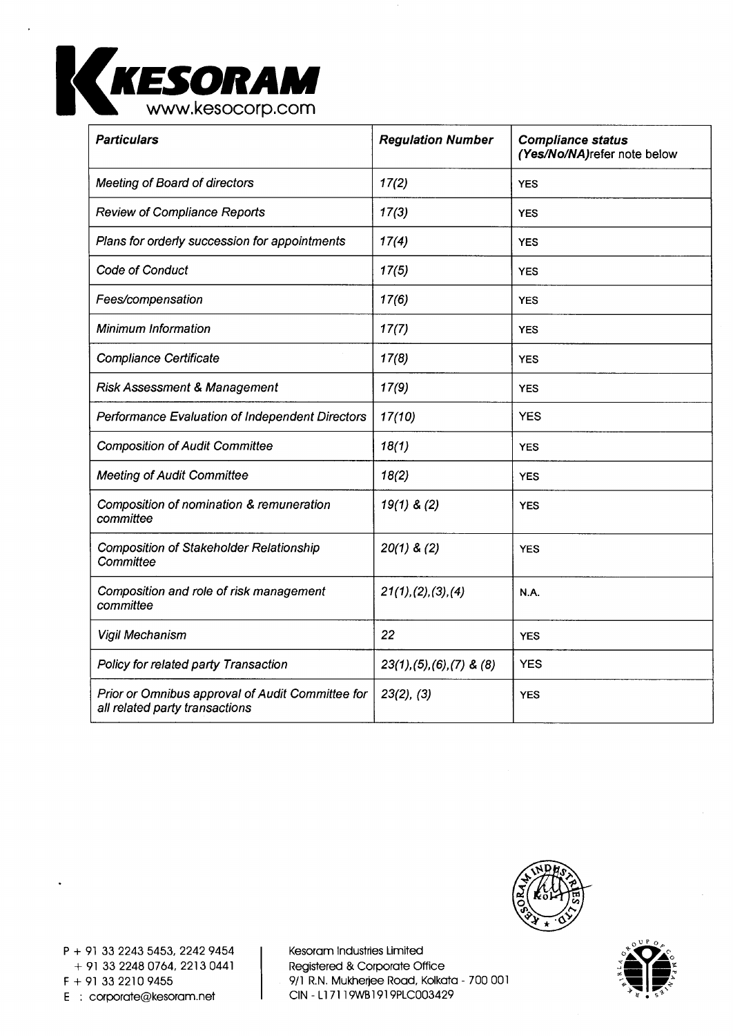| *Particulars* | *Regulation Number* | *Compliance status* ***(Yes/No/NA)*** refer note below |
|---|---|---|
| *Meeting of Board of directors* | *17(2)* | YES |
| *Review of Compliance Reports* | *17(3)* | YES |
| *Plans for orderly succession for appointments* | *17(4)* | YES |
| *Code of Conduct* | *17(5)* | YES |
| *Fees/compensation* | *17(6)* | YES |
| *Minimum Information* | *17(7)* | YES |
| *Compliance Certificate* | *17(8)* | YES |
| *Risk Assessment & Management* | *17(9)* | YES |
| *Performance Evaluation of Independent Directors* | *17(10)* | YES |
| *Composition of Audit Committee* | *18(1)* | YES |
| *Meeting of Audit Committee* | *18(2)* | YES |
| *Composition of nomination & remuneration committee* | *19(1) & (2)* | YES |
| *Composition of Stakeholder Relationship Committee* | *20(1) & (2)* | YES |
| *Composition and role of risk management committee* | *21(1),(2),(3),(4)* | N.A. |
| *Vigil Mechanism* | *22* | YES |
| *Policy for related party Transaction* | *23(1),(5),(6),(7) & (8)* | YES |
| *Prior or Omnibus approval of Audit Committee for all related party transactions* | *23(2), (3)* | YES |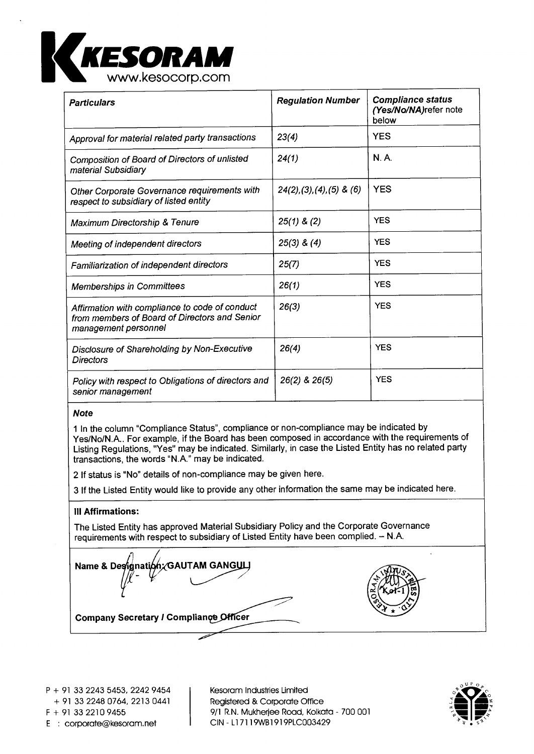| *Particulars* | *Regulation Number* | ***Compliance status (Yes/No/NA)**refer note below* |
|---|---|---|
| *Approval for material related party transactions* | *23(4)* | YES |
| *Composition of Board of Directors of unlisted material Subsidiary* | *24(1)* | N. A. |
| *Other Corporate Governance requirements with respect to subsidiary of listed entity* | *24(2),(3),(4),(5) & (6)* | YES |
| *Maximum Directorship & Tenure* | *25(1) & (2)* | YES |
| *Meeting of independent directors* | *25(3) & (4)* | YES |
| *Familiarization of independent directors* | *25(7)* | YES |
| *Memberships in Committees* | *26(1)* | YES |
| *Affirmation with compliance to code of conduct from members of Board of Directors and Senior management personnel* | *26(3)* | YES |
| *Disclosure of Shareholding by Non-Executive Directors* | *26(4)* | YES |
| *Policy with respect to Obligations of directors and senior management* | *26(2) & 26(5)* | YES |

***Note***

1 In the column "Compliance Status", compliance or non-compliance may be indicated by Yes/No/N.A.. For example, if the Board has been composed in accordance with the requirements of Listing Regulations, "Yes" may be indicated. Similarly, in case the Listed Entity has no related party transactions, the words "N.A." may be indicated.

2 If status is "No" details of non-compliance may be given here.

3 If the Listed Entity would like to provide any other information the same may be indicated here.

**III Affirmations:**

The Listed Entity has approved Material Subsidiary Policy and the Corporate Governance requirements with respect to subsidiary of Listed Entity have been complied. – N.A.

**Name & Designation: GAUTAM GANGULI**

**Company Secretary / Compliance Officer**